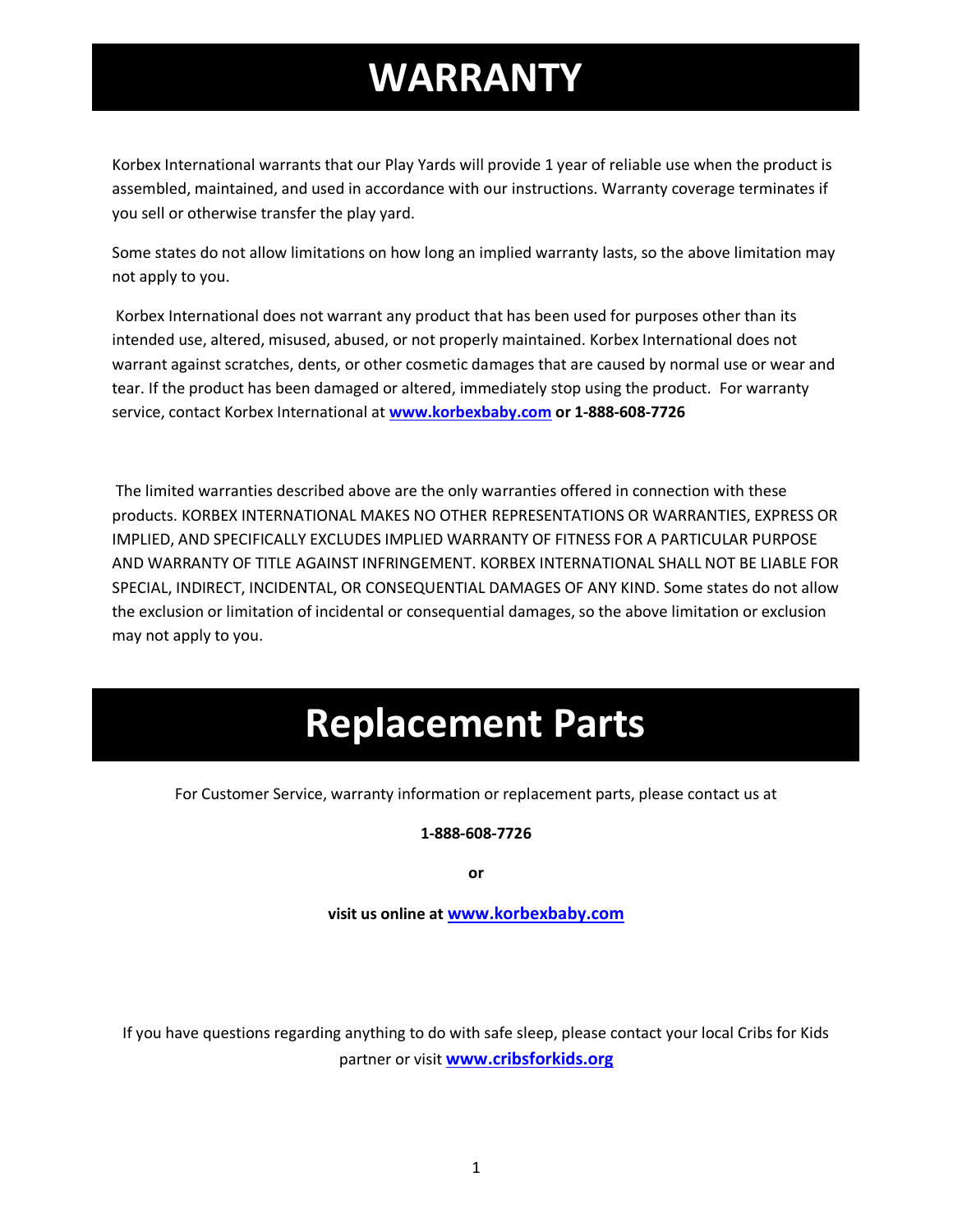# WARRANTY

Korbex International warrants that our Play Yards will provide 1 year of reliable use when the product is assembled, maintained, and used in accordance with our instructions. Warranty coverage terminates if you sell or otherwise transfer the play yard.

Some states do not allow limitations on how long an implied warranty lasts, so the above limitation may not apply to you.

Korbex International does not warrant any product that has been used for purposes other than its intended use, altered, misused, abused, or not properly maintained. Korbex International does not warrant against scratches, dents, or other cosmetic damages that are caused by normal use or wear and tear. If the product has been damaged or altered, immediately stop using the product. For warranty service, contact Korbex International at **www.korbexbaby.com or 1-888-608-7726**

The limited warranties described above are the only warranties offered in connection with these products. KORBEX INTERNATIONAL MAKES NO OTHER REPRESENTATIONS OR WARRANTIES, EXPRESS OR IMPLIED, AND SPECIFICALLY EXCLUDES IMPLIED WARRANTY OF FITNESS FOR A PARTICULAR PURPOSE AND WARRANTY OF TITLE AGAINST INFRINGEMENT. KORBEX INTERNATIONAL SHALL NOT BE LIABLE FOR SPECIAL, INDIRECT, INCIDENTAL, OR CONSEQUENTIAL DAMAGES OF ANY KIND. Some states do not allow the exclusion or limitation of incidental or consequential damages, so the above limitation or exclusion may not apply to you.

# Replacement Parts

For Customer Service, warranty information or replacement parts, please contact us at

**1-888-608-7726**

**or**

**visit us online at www.korbexbaby.com**

If you have questions regarding anything to do with safe sleep, please contact your local Cribs for Kids partner or visit **www.cribsforkids.org**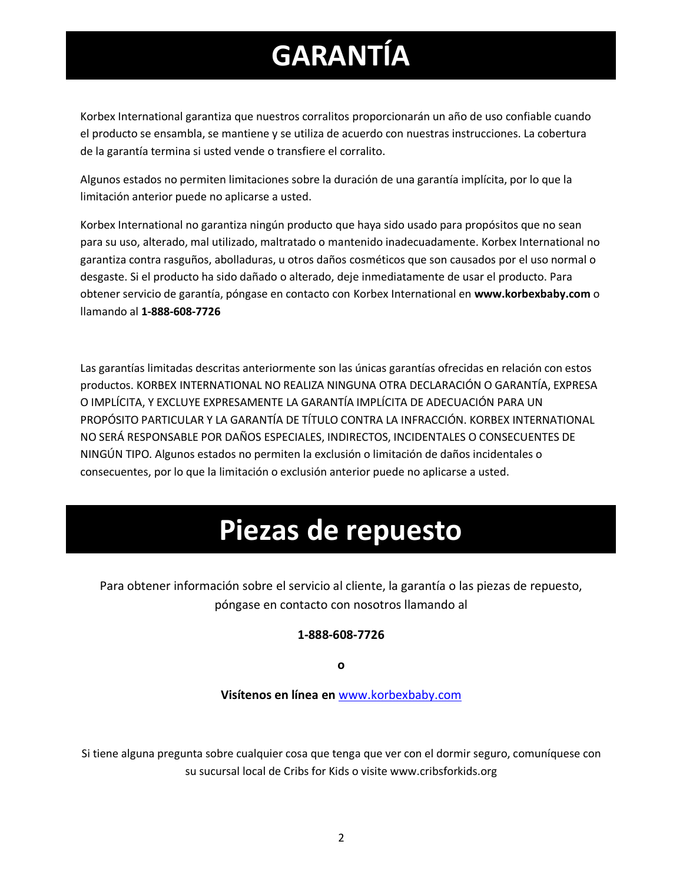# GARANTÍA

Korbex International garantiza que nuestros corralitos proporcionarán un año de uso confiable cuando el producto se ensambla, se mantiene y se utiliza de acuerdo con nuestras instrucciones. La cobertura de la garantía termina si usted vende o transfiere el corralito.

Algunos estados no permiten limitaciones sobre la duración de una garantía implícita, por lo que la limitación anterior puede no aplicarse a usted.

Korbex International no garantiza ningún producto que haya sido usado para propósitos que no sean para su uso, alterado, mal utilizado, maltratado o mantenido inadecuadamente. Korbex International no garantiza contra rasguños, abolladuras, u otros daños cosméticos que son causados por el uso normal o desgaste. Si el producto ha sido dañado o alterado, deje inmediatamente de usar el producto. Para obtener servicio de garantía, póngase en contacto con Korbex International en **www.korbexbaby.com** o llamando al **1-888-608-7726**

Las garantías limitadas descritas anteriormente son las únicas garantías ofrecidas en relación con estos productos. KORBEX INTERNATIONAL NO REALIZA NINGUNA OTRA DECLARACIÓN O GARANTÍA, EXPRESA O IMPLÍCITA, Y EXCLUYE EXPRESAMENTE LA GARANTÍA IMPLÍCITA DE ADECUACIÓN PARA UN PROPÓSITO PARTICULAR Y LA GARANTÍA DE TÍTULO CONTRA LA INFRACCIÓN. KORBEX INTERNATIONAL NO SERÁ RESPONSABLE POR DAÑOS ESPECIALES, INDIRECTOS, INCIDENTALES O CONSECUENTES DE NINGÚN TIPO. Algunos estados no permiten la exclusión o limitación de daños incidentales o consecuentes, por lo que la limitación o exclusión anterior puede no aplicarse a usted.

# Piezas de repuesto

Para obtener información sobre el servicio al cliente, la garantía o las piezas de repuesto, póngase en contacto con nosotros llamando al

**1-888-608-7726**

**o**

**Visítenos en línea en** www.korbexbaby.com

Si tiene alguna pregunta sobre cualquier cosa que tenga que ver con el dormir seguro, comuníquese con su sucursal local de Cribs for Kids o visite www.cribsforkids.org